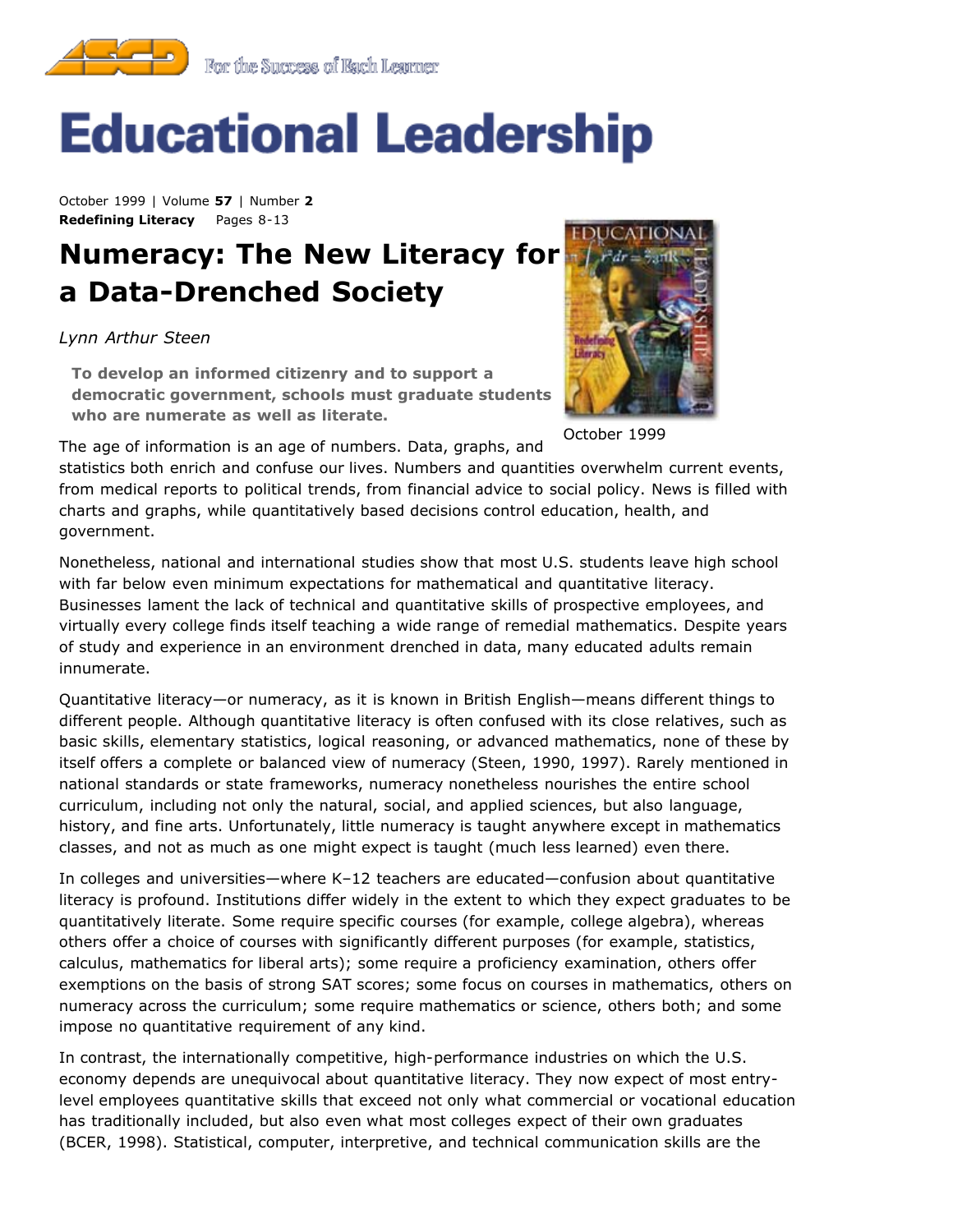# Educational Leadership

October 1999 | Volume **57** | Number **2**
**Redefining Literacy** Pages 8-13

# Numeracy: The New Literacy for a Data-Drenched Society

*Lynn Arthur Steen*

**To develop an informed citizenry and to support a democratic government, schools must graduate students who are numerate as well as literate.**

October 1999

The age of information is an age of numbers. Data, graphs, and statistics both enrich and confuse our lives. Numbers and quantities overwhelm current events, from medical reports to political trends, from financial advice to social policy. News is filled with charts and graphs, while quantitatively based decisions control education, health, and government.

Nonetheless, national and international studies show that most U.S. students leave high school with far below even minimum expectations for mathematical and quantitative literacy. Businesses lament the lack of technical and quantitative skills of prospective employees, and virtually every college finds itself teaching a wide range of remedial mathematics. Despite years of study and experience in an environment drenched in data, many educated adults remain innumerate.

Quantitative literacy—or numeracy, as it is known in British English—means different things to different people. Although quantitative literacy is often confused with its close relatives, such as basic skills, elementary statistics, logical reasoning, or advanced mathematics, none of these by itself offers a complete or balanced view of numeracy (Steen, 1990, 1997). Rarely mentioned in national standards or state frameworks, numeracy nonetheless nourishes the entire school curriculum, including not only the natural, social, and applied sciences, but also language, history, and fine arts. Unfortunately, little numeracy is taught anywhere except in mathematics classes, and not as much as one might expect is taught (much less learned) even there.

In colleges and universities—where K–12 teachers are educated—confusion about quantitative literacy is profound. Institutions differ widely in the extent to which they expect graduates to be quantitatively literate. Some require specific courses (for example, college algebra), whereas others offer a choice of courses with significantly different purposes (for example, statistics, calculus, mathematics for liberal arts); some require a proficiency examination, others offer exemptions on the basis of strong SAT scores; some focus on courses in mathematics, others on numeracy across the curriculum; some require mathematics or science, others both; and some impose no quantitative requirement of any kind.

In contrast, the internationally competitive, high-performance industries on which the U.S. economy depends are unequivocal about quantitative literacy. They now expect of most entry-level employees quantitative skills that exceed not only what commercial or vocational education has traditionally included, but also even what most colleges expect of their own graduates (BCER, 1998). Statistical, computer, interpretive, and technical communication skills are the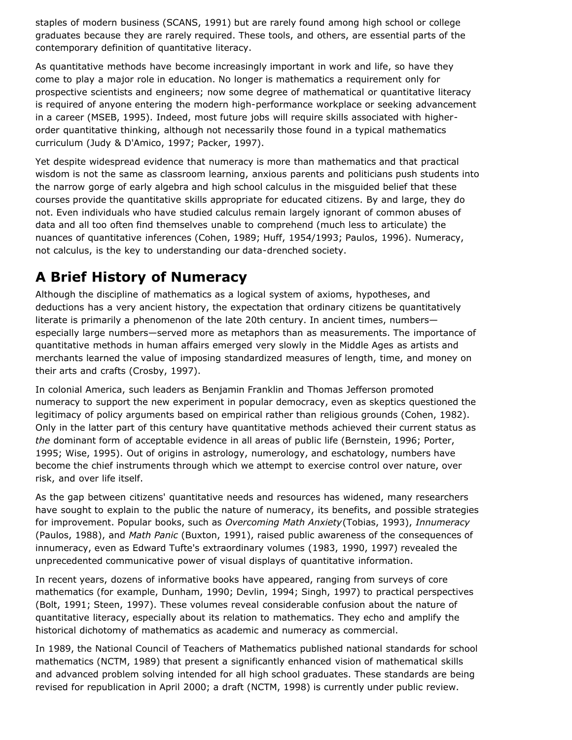staples of modern business (SCANS, 1991) but are rarely found among high school or college graduates because they are rarely required. These tools, and others, are essential parts of the contemporary definition of quantitative literacy.

As quantitative methods have become increasingly important in work and life, so have they come to play a major role in education. No longer is mathematics a requirement only for prospective scientists and engineers; now some degree of mathematical or quantitative literacy is required of anyone entering the modern high-performance workplace or seeking advancement in a career (MSEB, 1995). Indeed, most future jobs will require skills associated with higher-order quantitative thinking, although not necessarily those found in a typical mathematics curriculum (Judy & D'Amico, 1997; Packer, 1997).

Yet despite widespread evidence that numeracy is more than mathematics and that practical wisdom is not the same as classroom learning, anxious parents and politicians push students into the narrow gorge of early algebra and high school calculus in the misguided belief that these courses provide the quantitative skills appropriate for educated citizens. By and large, they do not. Even individuals who have studied calculus remain largely ignorant of common abuses of data and all too often find themselves unable to comprehend (much less to articulate) the nuances of quantitative inferences (Cohen, 1989; Huff, 1954/1993; Paulos, 1996). Numeracy, not calculus, is the key to understanding our data-drenched society.

## A Brief History of Numeracy

Although the discipline of mathematics as a logical system of axioms, hypotheses, and deductions has a very ancient history, the expectation that ordinary citizens be quantitatively literate is primarily a phenomenon of the late 20th century. In ancient times, numbers—especially large numbers—served more as metaphors than as measurements. The importance of quantitative methods in human affairs emerged very slowly in the Middle Ages as artists and merchants learned the value of imposing standardized measures of length, time, and money on their arts and crafts (Crosby, 1997).

In colonial America, such leaders as Benjamin Franklin and Thomas Jefferson promoted numeracy to support the new experiment in popular democracy, even as skeptics questioned the legitimacy of policy arguments based on empirical rather than religious grounds (Cohen, 1982). Only in the latter part of this century have quantitative methods achieved their current status as *the* dominant form of acceptable evidence in all areas of public life (Bernstein, 1996; Porter, 1995; Wise, 1995). Out of origins in astrology, numerology, and eschatology, numbers have become the chief instruments through which we attempt to exercise control over nature, over risk, and over life itself.

As the gap between citizens' quantitative needs and resources has widened, many researchers have sought to explain to the public the nature of numeracy, its benefits, and possible strategies for improvement. Popular books, such as *Overcoming Math Anxiety* (Tobias, 1993), *Innumeracy* (Paulos, 1988), and *Math Panic* (Buxton, 1991), raised public awareness of the consequences of innumeracy, even as Edward Tufte's extraordinary volumes (1983, 1990, 1997) revealed the unprecedented communicative power of visual displays of quantitative information.

In recent years, dozens of informative books have appeared, ranging from surveys of core mathematics (for example, Dunham, 1990; Devlin, 1994; Singh, 1997) to practical perspectives (Bolt, 1991; Steen, 1997). These volumes reveal considerable confusion about the nature of quantitative literacy, especially about its relation to mathematics. They echo and amplify the historical dichotomy of mathematics as academic and numeracy as commercial.

In 1989, the National Council of Teachers of Mathematics published national standards for school mathematics (NCTM, 1989) that present a significantly enhanced vision of mathematical skills and advanced problem solving intended for all high school graduates. These standards are being revised for republication in April 2000; a draft (NCTM, 1998) is currently under public review.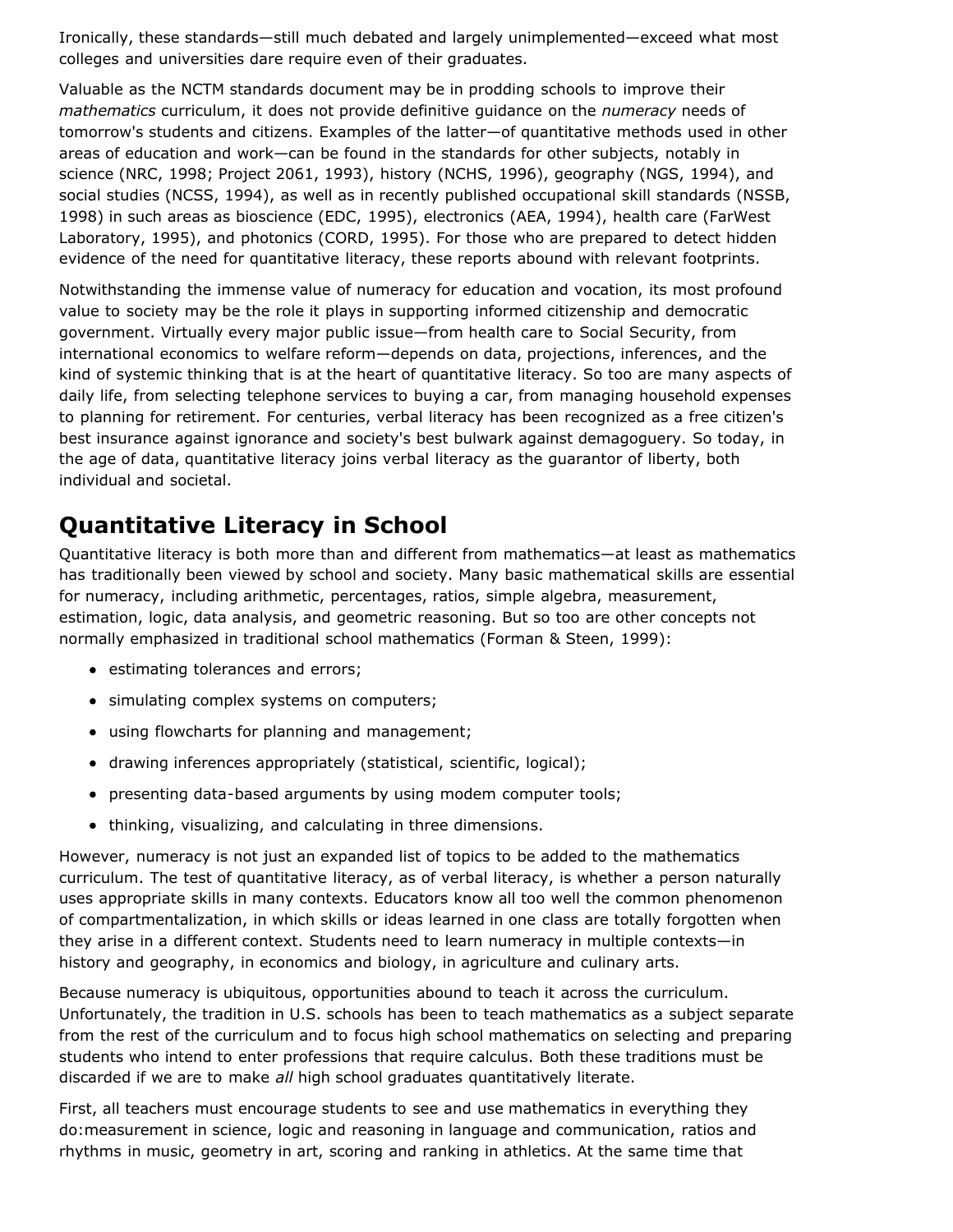Ironically, these standards—still much debated and largely unimplemented—exceed what most colleges and universities dare require even of their graduates.

Valuable as the NCTM standards document may be in prodding schools to improve their *mathematics* curriculum, it does not provide definitive guidance on the *numeracy* needs of tomorrow's students and citizens. Examples of the latter—of quantitative methods used in other areas of education and work—can be found in the standards for other subjects, notably in science (NRC, 1998; Project 2061, 1993), history (NCHS, 1996), geography (NGS, 1994), and social studies (NCSS, 1994), as well as in recently published occupational skill standards (NSSB, 1998) in such areas as bioscience (EDC, 1995), electronics (AEA, 1994), health care (FarWest Laboratory, 1995), and photonics (CORD, 1995). For those who are prepared to detect hidden evidence of the need for quantitative literacy, these reports abound with relevant footprints.

Notwithstanding the immense value of numeracy for education and vocation, its most profound value to society may be the role it plays in supporting informed citizenship and democratic government. Virtually every major public issue—from health care to Social Security, from international economics to welfare reform—depends on data, projections, inferences, and the kind of systemic thinking that is at the heart of quantitative literacy. So too are many aspects of daily life, from selecting telephone services to buying a car, from managing household expenses to planning for retirement. For centuries, verbal literacy has been recognized as a free citizen's best insurance against ignorance and society's best bulwark against demagoguery. So today, in the age of data, quantitative literacy joins verbal literacy as the guarantor of liberty, both individual and societal.

## Quantitative Literacy in School

Quantitative literacy is both more than and different from mathematics—at least as mathematics has traditionally been viewed by school and society. Many basic mathematical skills are essential for numeracy, including arithmetic, percentages, ratios, simple algebra, measurement, estimation, logic, data analysis, and geometric reasoning. But so too are other concepts not normally emphasized in traditional school mathematics (Forman & Steen, 1999):

- estimating tolerances and errors;
- simulating complex systems on computers;
- using flowcharts for planning and management;
- drawing inferences appropriately (statistical, scientific, logical);
- presenting data-based arguments by using modem computer tools;
- thinking, visualizing, and calculating in three dimensions.

However, numeracy is not just an expanded list of topics to be added to the mathematics curriculum. The test of quantitative literacy, as of verbal literacy, is whether a person naturally uses appropriate skills in many contexts. Educators know all too well the common phenomenon of compartmentalization, in which skills or ideas learned in one class are totally forgotten when they arise in a different context. Students need to learn numeracy in multiple contexts—in history and geography, in economics and biology, in agriculture and culinary arts.

Because numeracy is ubiquitous, opportunities abound to teach it across the curriculum. Unfortunately, the tradition in U.S. schools has been to teach mathematics as a subject separate from the rest of the curriculum and to focus high school mathematics on selecting and preparing students who intend to enter professions that require calculus. Both these traditions must be discarded if we are to make *all* high school graduates quantitatively literate.

First, all teachers must encourage students to see and use mathematics in everything they do:measurement in science, logic and reasoning in language and communication, ratios and rhythms in music, geometry in art, scoring and ranking in athletics. At the same time that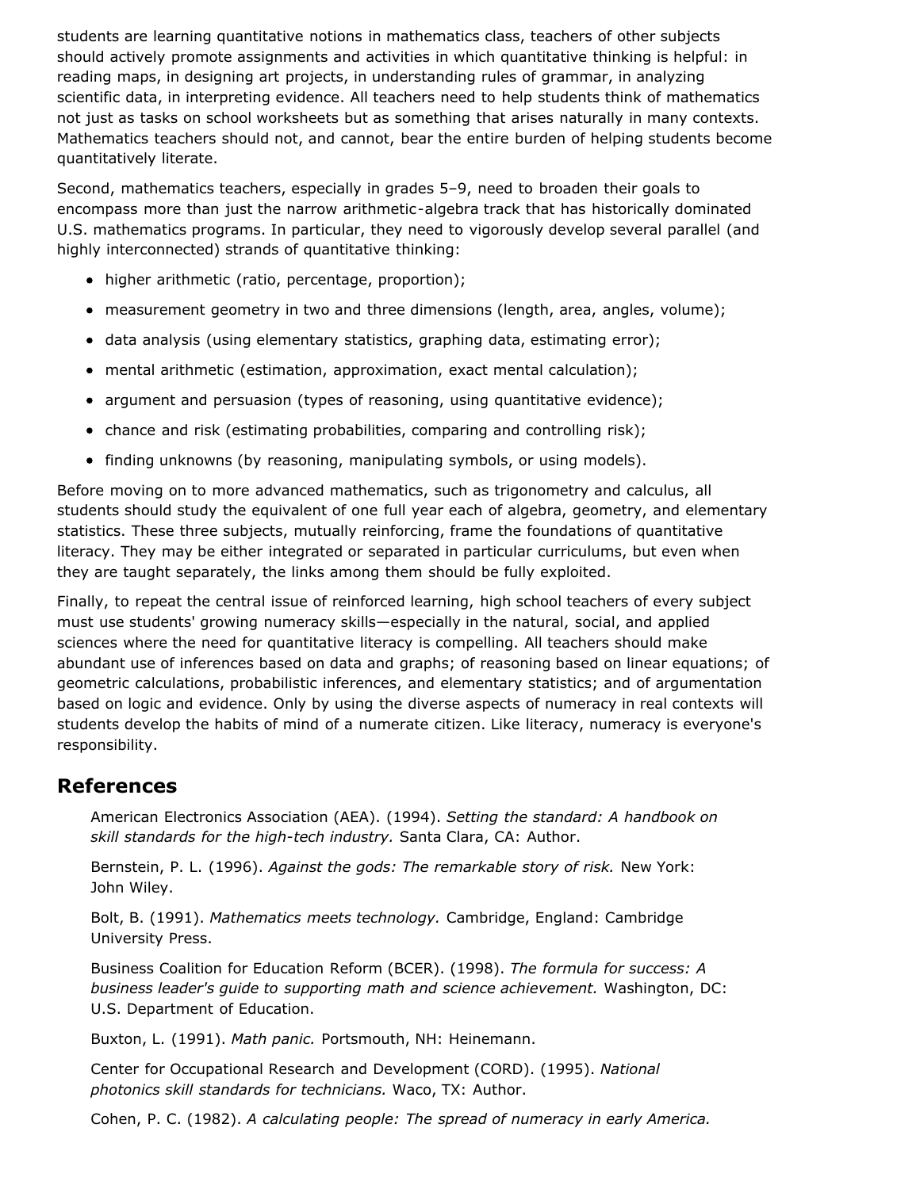students are learning quantitative notions in mathematics class, teachers of other subjects should actively promote assignments and activities in which quantitative thinking is helpful: in reading maps, in designing art projects, in understanding rules of grammar, in analyzing scientific data, in interpreting evidence. All teachers need to help students think of mathematics not just as tasks on school worksheets but as something that arises naturally in many contexts. Mathematics teachers should not, and cannot, bear the entire burden of helping students become quantitatively literate.

Second, mathematics teachers, especially in grades 5–9, need to broaden their goals to encompass more than just the narrow arithmetic-algebra track that has historically dominated U.S. mathematics programs. In particular, they need to vigorously develop several parallel (and highly interconnected) strands of quantitative thinking:

- higher arithmetic (ratio, percentage, proportion);
- measurement geometry in two and three dimensions (length, area, angles, volume);
- data analysis (using elementary statistics, graphing data, estimating error);
- mental arithmetic (estimation, approximation, exact mental calculation);
- argument and persuasion (types of reasoning, using quantitative evidence);
- chance and risk (estimating probabilities, comparing and controlling risk);
- finding unknowns (by reasoning, manipulating symbols, or using models).

Before moving on to more advanced mathematics, such as trigonometry and calculus, all students should study the equivalent of one full year each of algebra, geometry, and elementary statistics. These three subjects, mutually reinforcing, frame the foundations of quantitative literacy. They may be either integrated or separated in particular curriculums, but even when they are taught separately, the links among them should be fully exploited.

Finally, to repeat the central issue of reinforced learning, high school teachers of every subject must use students' growing numeracy skills—especially in the natural, social, and applied sciences where the need for quantitative literacy is compelling. All teachers should make abundant use of inferences based on data and graphs; of reasoning based on linear equations; of geometric calculations, probabilistic inferences, and elementary statistics; and of argumentation based on logic and evidence. Only by using the diverse aspects of numeracy in real contexts will students develop the habits of mind of a numerate citizen. Like literacy, numeracy is everyone's responsibility.

## References

American Electronics Association (AEA). (1994). *Setting the standard: A handbook on skill standards for the high-tech industry.* Santa Clara, CA: Author.

Bernstein, P. L. (1996). *Against the gods: The remarkable story of risk.* New York: John Wiley.

Bolt, B. (1991). *Mathematics meets technology.* Cambridge, England: Cambridge University Press.

Business Coalition for Education Reform (BCER). (1998). *The formula for success: A business leader's guide to supporting math and science achievement.* Washington, DC: U.S. Department of Education.

Buxton, L. (1991). *Math panic.* Portsmouth, NH: Heinemann.

Center for Occupational Research and Development (CORD). (1995). *National photonics skill standards for technicians.* Waco, TX: Author.

Cohen, P. C. (1982). *A calculating people: The spread of numeracy in early America.*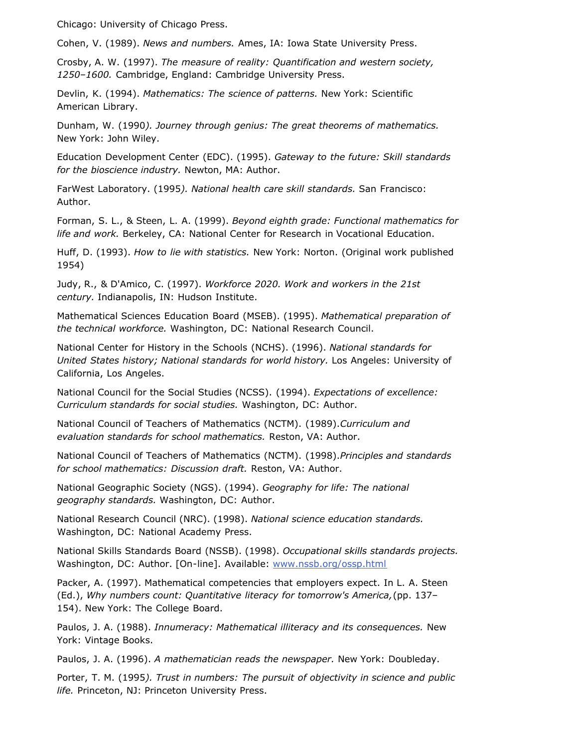Chicago: University of Chicago Press.

Cohen, V. (1989). *News and numbers.* Ames, IA: Iowa State University Press.

Crosby, A. W. (1997). *The measure of reality: Quantification and western society, 1250–1600.* Cambridge, England: Cambridge University Press.

Devlin, K. (1994). *Mathematics: The science of patterns.* New York: Scientific American Library.

Dunham, W. (1990*). Journey through genius: The great theorems of mathematics.* New York: John Wiley.

Education Development Center (EDC). (1995). *Gateway to the future: Skill standards for the bioscience industry.* Newton, MA: Author.

FarWest Laboratory. (1995*). National health care skill standards.* San Francisco: Author.

Forman, S. L., & Steen, L. A. (1999). *Beyond eighth grade: Functional mathematics for life and work.* Berkeley, CA: National Center for Research in Vocational Education.

Huff, D. (1993). *How to lie with statistics.* New York: Norton. (Original work published 1954)

Judy, R., & D'Amico, C. (1997). *Workforce 2020. Work and workers in the 21st century.* Indianapolis, IN: Hudson Institute.

Mathematical Sciences Education Board (MSEB). (1995). *Mathematical preparation of the technical workforce.* Washington, DC: National Research Council.

National Center for History in the Schools (NCHS). (1996). *National standards for United States history; National standards for world history.* Los Angeles: University of California, Los Angeles.

National Council for the Social Studies (NCSS). (1994). *Expectations of excellence: Curriculum standards for social studies.* Washington, DC: Author.

National Council of Teachers of Mathematics (NCTM). (1989).*Curriculum and evaluation standards for school mathematics.* Reston, VA: Author.

National Council of Teachers of Mathematics (NCTM). (1998).*Principles and standards for school mathematics: Discussion draft.* Reston, VA: Author.

National Geographic Society (NGS). (1994). *Geography for life: The national geography standards.* Washington, DC: Author.

National Research Council (NRC). (1998). *National science education standards.* Washington, DC: National Academy Press.

National Skills Standards Board (NSSB). (1998). *Occupational skills standards projects.* Washington, DC: Author. [On-line]. Available: www.nssb.org/ossp.html

Packer, A. (1997). Mathematical competencies that employers expect. In L. A. Steen (Ed.), *Why numbers count: Quantitative literacy for tomorrow's America,*(pp. 137–154). New York: The College Board.

Paulos, J. A. (1988). *Innumeracy: Mathematical illiteracy and its consequences.* New York: Vintage Books.

Paulos, J. A. (1996). *A mathematician reads the newspaper.* New York: Doubleday.

Porter, T. M. (1995*). Trust in numbers: The pursuit of objectivity in science and public life.* Princeton, NJ: Princeton University Press.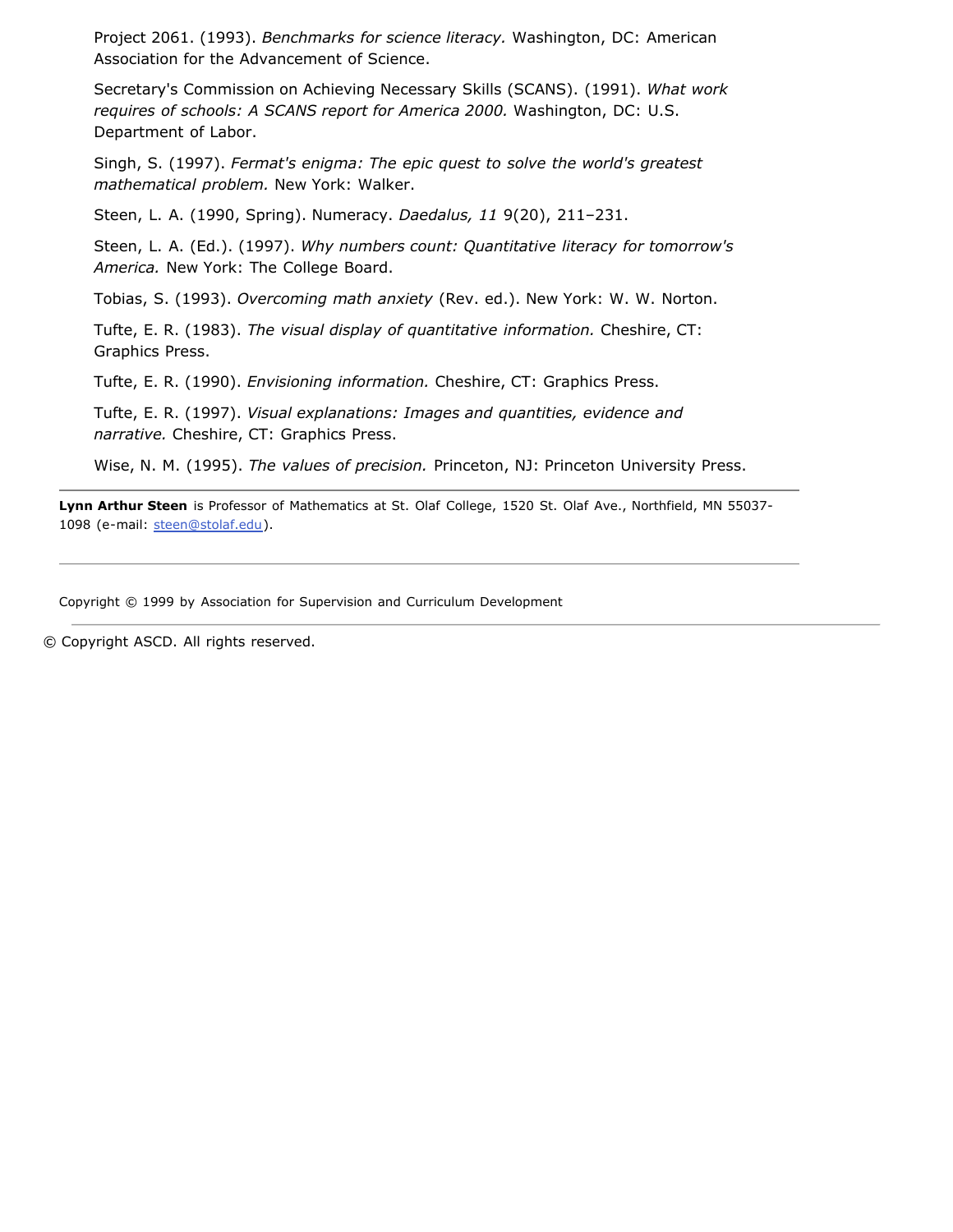Project 2061. (1993). *Benchmarks for science literacy.* Washington, DC: American Association for the Advancement of Science.

Secretary's Commission on Achieving Necessary Skills (SCANS). (1991). *What work requires of schools: A SCANS report for America 2000.* Washington, DC: U.S. Department of Labor.

Singh, S. (1997). *Fermat's enigma: The epic quest to solve the world's greatest mathematical problem.* New York: Walker.

Steen, L. A. (1990, Spring). Numeracy. *Daedalus, 11* 9(20), 211–231.

Steen, L. A. (Ed.). (1997). *Why numbers count: Quantitative literacy for tomorrow's America.* New York: The College Board.

Tobias, S. (1993). *Overcoming math anxiety* (Rev. ed.). New York: W. W. Norton.

Tufte, E. R. (1983). *The visual display of quantitative information.* Cheshire, CT: Graphics Press.

Tufte, E. R. (1990). *Envisioning information.* Cheshire, CT: Graphics Press.

Tufte, E. R. (1997). *Visual explanations: Images and quantities, evidence and narrative.* Cheshire, CT: Graphics Press.

Wise, N. M. (1995). *The values of precision.* Princeton, NJ: Princeton University Press.

---

**Lynn Arthur Steen** is Professor of Mathematics at St. Olaf College, 1520 St. Olaf Ave., Northfield, MN 55037-1098 (e-mail: steen@stolaf.edu).

---

Copyright © 1999 by Association for Supervision and Curriculum Development

---

© Copyright ASCD. All rights reserved.